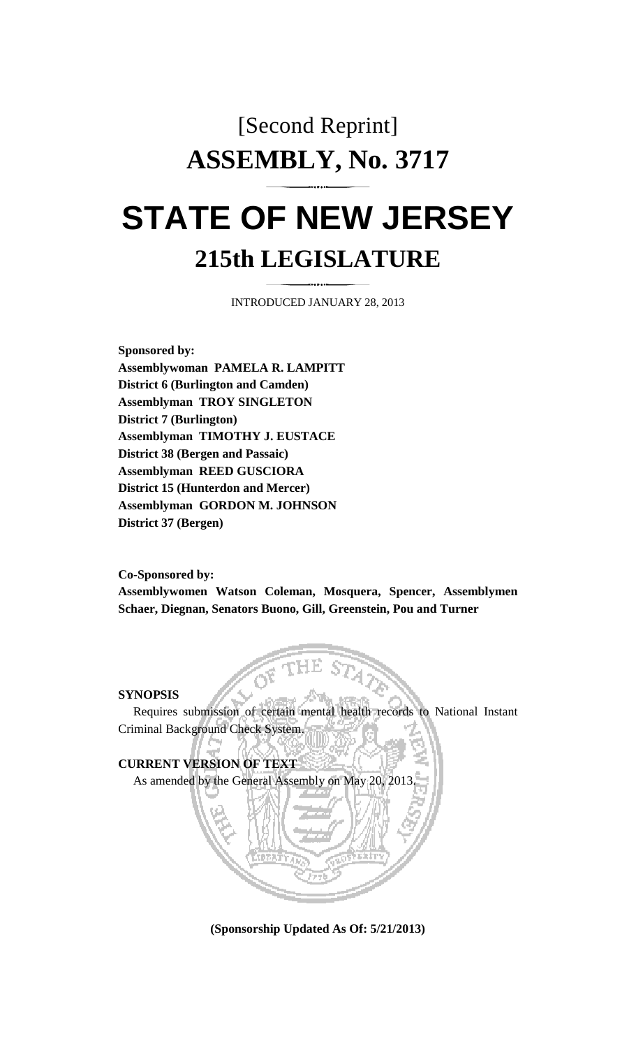# [Second Reprint]
# ASSEMBLY, No. 3717

# STATE OF NEW JERSEY
## 215th LEGISLATURE

INTRODUCED JANUARY 28, 2013

**Sponsored by:**
**Assemblywoman PAMELA R. LAMPITT**
**District 6 (Burlington and Camden)**
**Assemblyman TROY SINGLETON**
**District 7 (Burlington)**
**Assemblyman TIMOTHY J. EUSTACE**
**District 38 (Bergen and Passaic)**
**Assemblyman REED GUSCIORA**
**District 15 (Hunterdon and Mercer)**
**Assemblyman GORDON M. JOHNSON**
**District 37 (Bergen)**

**Co-Sponsored by:**
**Assemblywomen Watson Coleman, Mosquera, Spencer, Assemblymen Schaer, Diegnan, Senators Buono, Gill, Greenstein, Pou and Turner**

**SYNOPSIS**

Requires submission of certain mental health records to National Instant Criminal Background Check System.

**CURRENT VERSION OF TEXT**

As amended by the General Assembly on May 20, 2013.

**(Sponsorship Updated As Of: 5/21/2013)**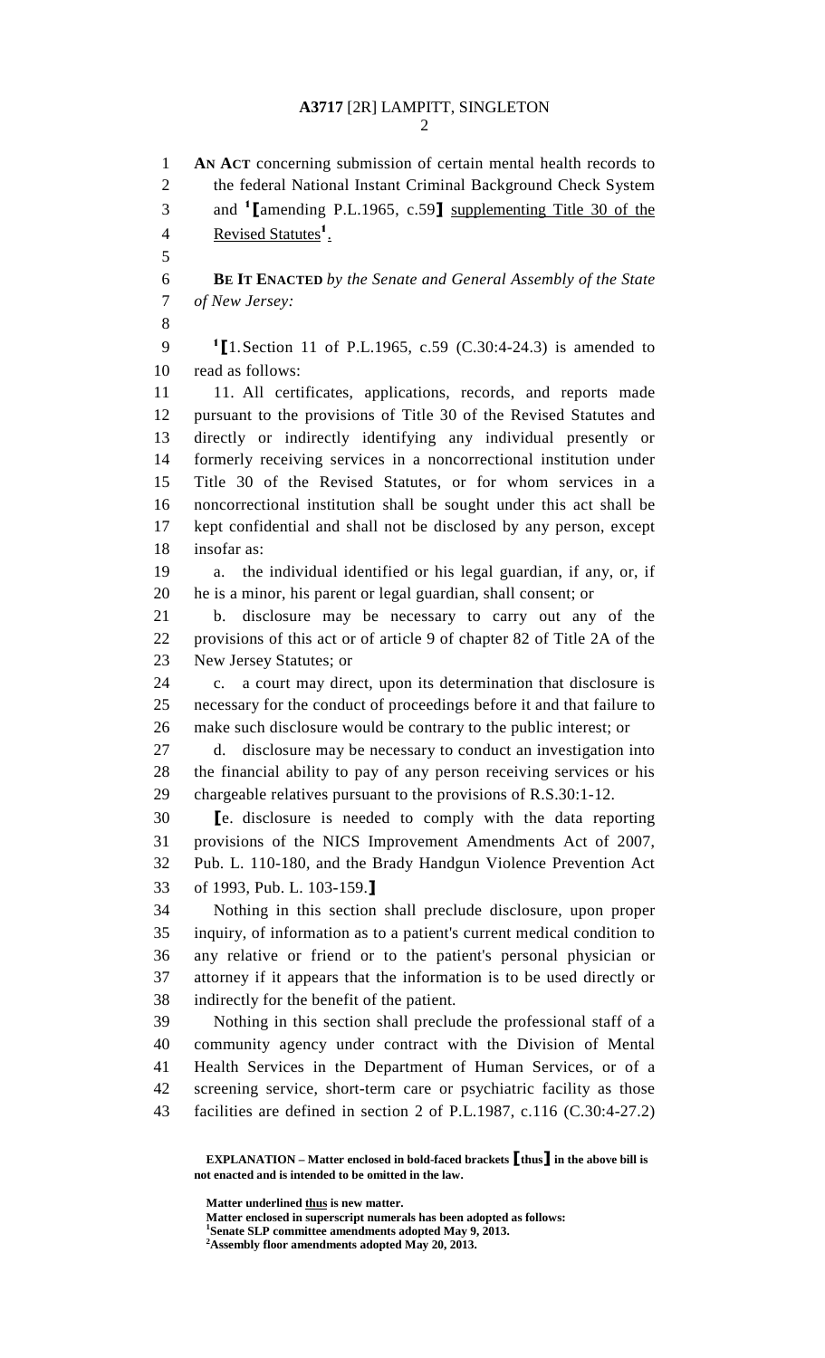AN ACT concerning submission of certain mental health records to the federal National Instant Criminal Background Check System and [1]⟦amending P.L.1965, c.59⟧ supplementing Title 30 of the Revised Statutes[1].

**BE IT ENACTED** *by the Senate and General Assembly of the State of New Jersey:*

[1]⟦1. Section 11 of P.L.1965, c.59 (C.30:4-24.3) is amended to read as follows:

11. All certificates, applications, records, and reports made pursuant to the provisions of Title 30 of the Revised Statutes and directly or indirectly identifying any individual presently or formerly receiving services in a noncorrectional institution under Title 30 of the Revised Statutes, or for whom services in a noncorrectional institution shall be sought under this act shall be kept confidential and shall not be disclosed by any person, except insofar as:

a. the individual identified or his legal guardian, if any, or, if he is a minor, his parent or legal guardian, shall consent; or

b. disclosure may be necessary to carry out any of the provisions of this act or of article 9 of chapter 82 of Title 2A of the New Jersey Statutes; or

c. a court may direct, upon its determination that disclosure is necessary for the conduct of proceedings before it and that failure to make such disclosure would be contrary to the public interest; or

d. disclosure may be necessary to conduct an investigation into the financial ability to pay of any person receiving services or his chargeable relatives pursuant to the provisions of R.S.30:1-12.

⟦e. disclosure is needed to comply with the data reporting provisions of the NICS Improvement Amendments Act of 2007, Pub. L. 110-180, and the Brady Handgun Violence Prevention Act of 1993, Pub. L. 103-159.⟧

Nothing in this section shall preclude disclosure, upon proper inquiry, of information as to a patient's current medical condition to any relative or friend or to the patient's personal physician or attorney if it appears that the information is to be used directly or indirectly for the benefit of the patient.

Nothing in this section shall preclude the professional staff of a community agency under contract with the Division of Mental Health Services in the Department of Human Services, or of a screening service, short-term care or psychiatric facility as those facilities are defined in section 2 of P.L.1987, c.116 (C.30:4-27.2)

---

**EXPLANATION – Matter enclosed in bold-faced brackets ⟦thus⟧ in the above bill is not enacted and is intended to be omitted in the law.**

**Matter underlined thus is new matter.**
**Matter enclosed in superscript numerals has been adopted as follows:**
**[1]Senate SLP committee amendments adopted May 9, 2013.**
**[2]Assembly floor amendments adopted May 20, 2013.**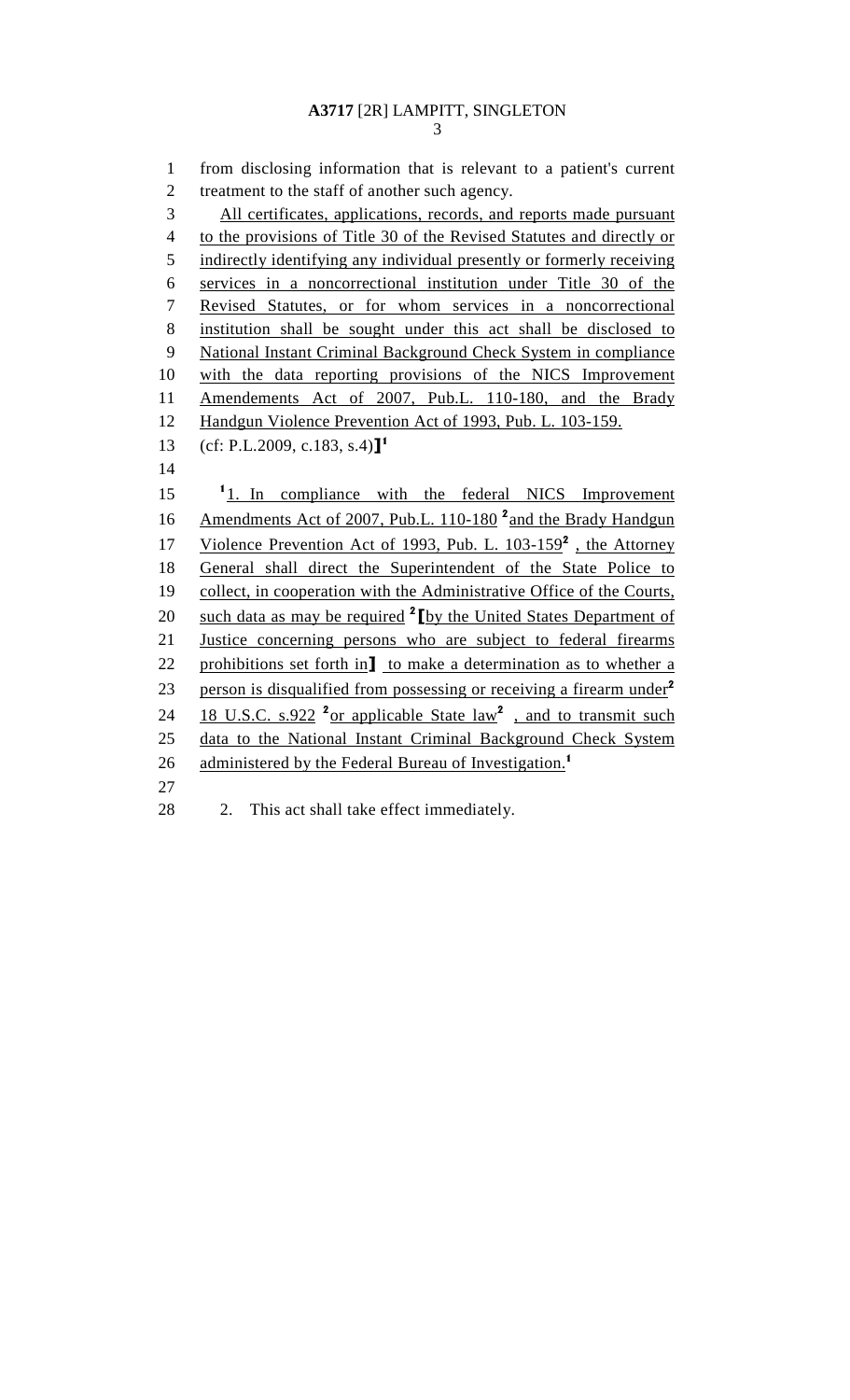from disclosing information that is relevant to a patient's current treatment to the staff of another such agency.

All certificates, applications, records, and reports made pursuant to the provisions of Title 30 of the Revised Statutes and directly or indirectly identifying any individual presently or formerly receiving services in a noncorrectional institution under Title 30 of the Revised Statutes, or for whom services in a noncorrectional institution shall be sought under this act shall be disclosed to National Instant Criminal Background Check System in compliance with the data reporting provisions of the NICS Improvement Amendements Act of 2007, Pub.L. 110-180, and the Brady Handgun Violence Prevention Act of 1993, Pub. L. 103-159.

(cf: P.L.2009, c.183, s.4)]¹

¹1. In compliance with the federal NICS Improvement Amendments Act of 2007, Pub.L. 110-180 ²and the Brady Handgun Violence Prevention Act of 1993, Pub. L. 103-159², the Attorney General shall direct the Superintendent of the State Police to collect, in cooperation with the Administrative Office of the Courts, such data as may be required ²[by the United States Department of Justice concerning persons who are subject to federal firearms prohibitions set forth in] to make a determination as to whether a person is disqualified from possessing or receiving a firearm under² 18 U.S.C. s.922 ²or applicable State law², and to transmit such data to the National Instant Criminal Background Check System administered by the Federal Bureau of Investigation.¹

2. This act shall take effect immediately.